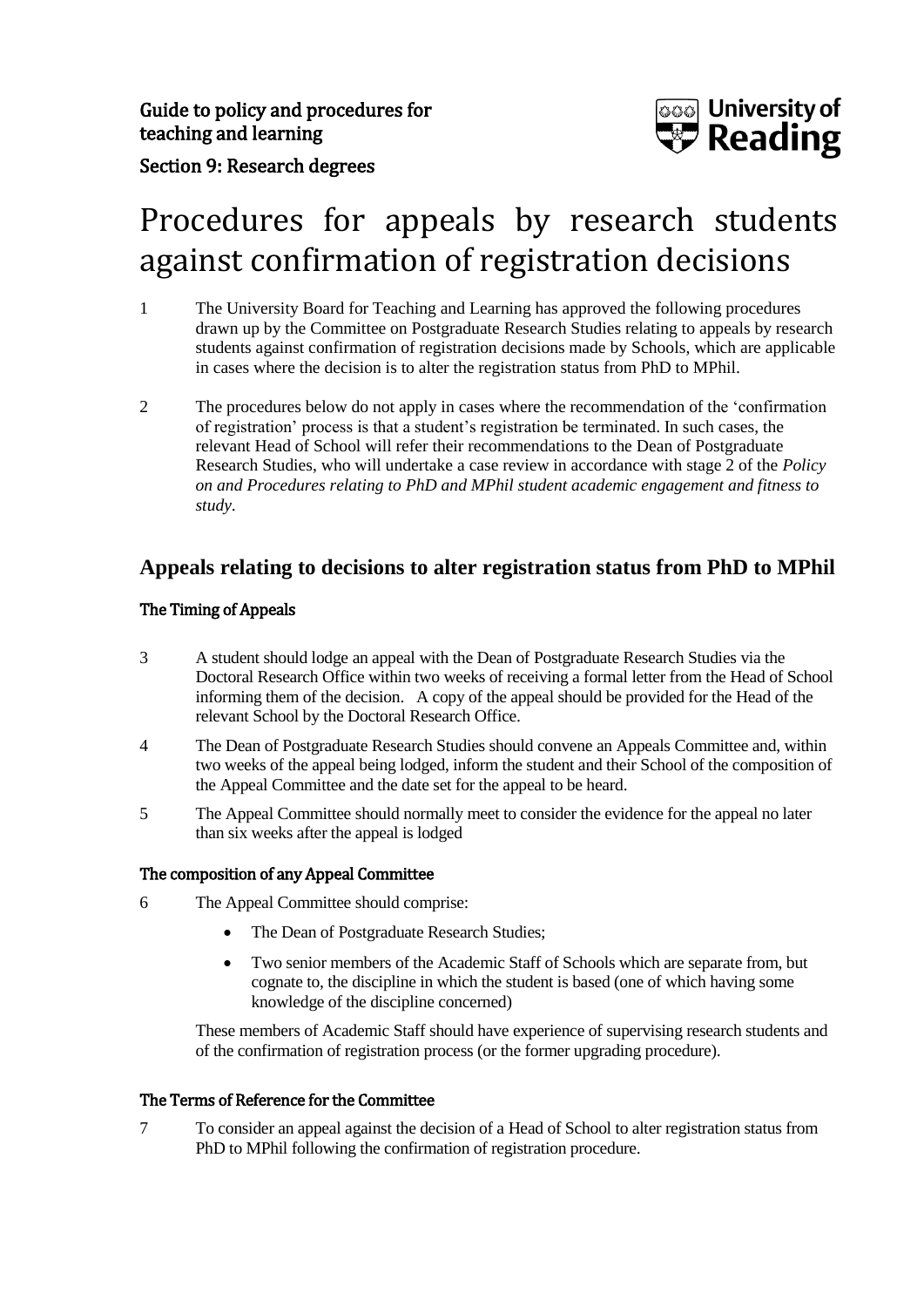Guide to policy and procedures for teaching and learning

Section 9: Research degrees

University of Reading

# Procedures for appeals by research students against confirmation of registration decisions

1 The University Board for Teaching and Learning has approved the following procedures drawn up by the Committee on Postgraduate Research Studies relating to appeals by research students against confirmation of registration decisions made by Schools, which are applicable in cases where the decision is to alter the registration status from PhD to MPhil.

2 The procedures below do not apply in cases where the recommendation of the 'confirmation of registration' process is that a student's registration be terminated. In such cases, the relevant Head of School will refer their recommendations to the Dean of Postgraduate Research Studies, who will undertake a case review in accordance with stage 2 of the *Policy on and Procedures relating to PhD and MPhil student academic engagement and fitness to study*.

## Appeals relating to decisions to alter registration status from PhD to MPhil

### The Timing of Appeals

3 A student should lodge an appeal with the Dean of Postgraduate Research Studies via the Doctoral Research Office within two weeks of receiving a formal letter from the Head of School informing them of the decision. A copy of the appeal should be provided for the Head of the relevant School by the Doctoral Research Office.

4 The Dean of Postgraduate Research Studies should convene an Appeals Committee and, within two weeks of the appeal being lodged, inform the student and their School of the composition of the Appeal Committee and the date set for the appeal to be heard.

5 The Appeal Committee should normally meet to consider the evidence for the appeal no later than six weeks after the appeal is lodged

### The composition of any Appeal Committee

6 The Appeal Committee should comprise:

- The Dean of Postgraduate Research Studies;
- Two senior members of the Academic Staff of Schools which are separate from, but cognate to, the discipline in which the student is based (one of which having some knowledge of the discipline concerned)

These members of Academic Staff should have experience of supervising research students and of the confirmation of registration process (or the former upgrading procedure).

### The Terms of Reference for the Committee

7 To consider an appeal against the decision of a Head of School to alter registration status from PhD to MPhil following the confirmation of registration procedure.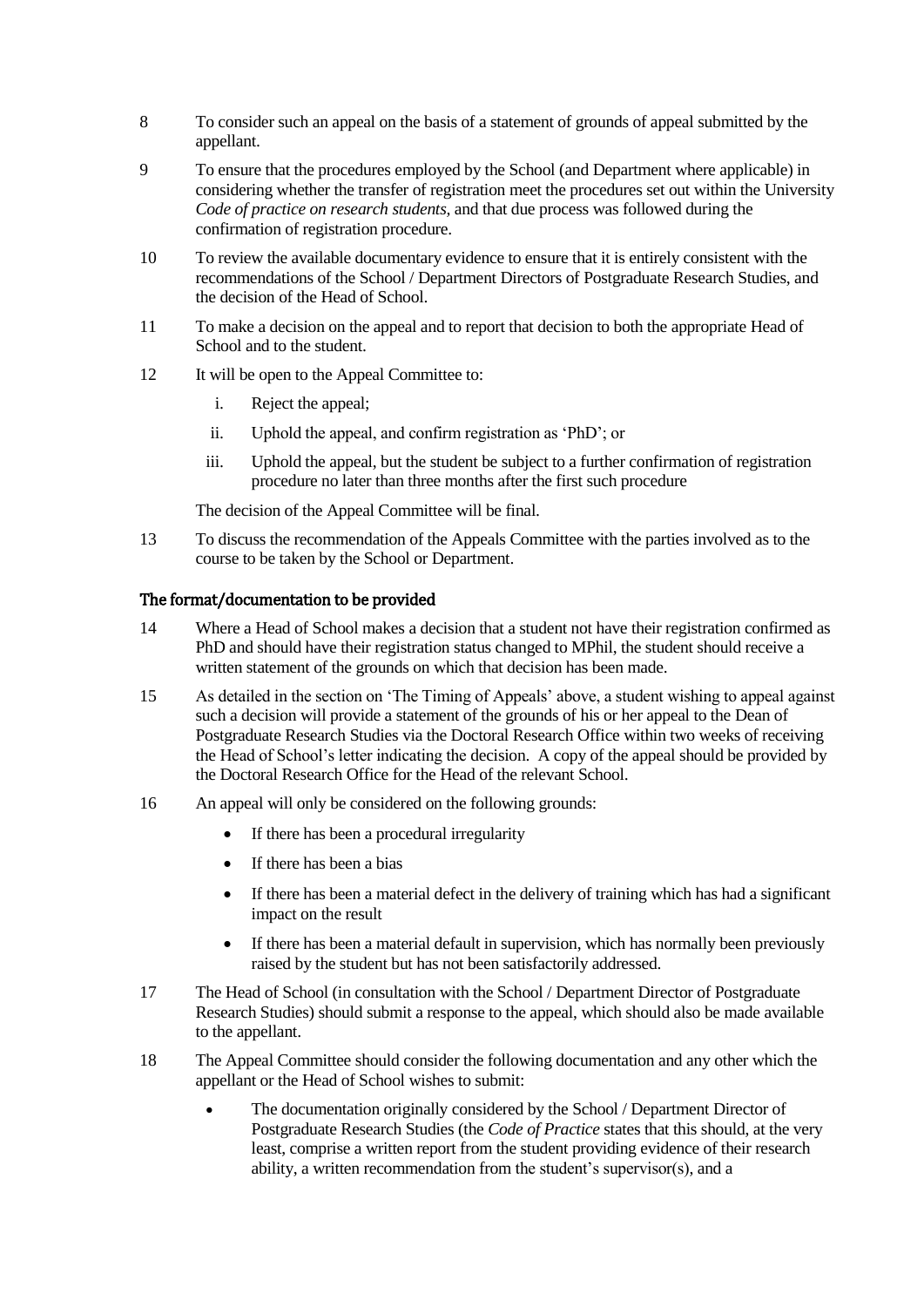8 To consider such an appeal on the basis of a statement of grounds of appeal submitted by the appellant.

9 To ensure that the procedures employed by the School (and Department where applicable) in considering whether the transfer of registration meet the procedures set out within the University *Code of practice on research students*, and that due process was followed during the confirmation of registration procedure.

10 To review the available documentary evidence to ensure that it is entirely consistent with the recommendations of the School / Department Directors of Postgraduate Research Studies, and the decision of the Head of School.

11 To make a decision on the appeal and to report that decision to both the appropriate Head of School and to the student.

12 It will be open to the Appeal Committee to:

   i. Reject the appeal;

   ii. Uphold the appeal, and confirm registration as 'PhD'; or

   iii. Uphold the appeal, but the student be subject to a further confirmation of registration procedure no later than three months after the first such procedure

   The decision of the Appeal Committee will be final.

13 To discuss the recommendation of the Appeals Committee with the parties involved as to the course to be taken by the School or Department.

### The format/documentation to be provided

14 Where a Head of School makes a decision that a student not have their registration confirmed as PhD and should have their registration status changed to MPhil, the student should receive a written statement of the grounds on which that decision has been made.

15 As detailed in the section on 'The Timing of Appeals' above, a student wishing to appeal against such a decision will provide a statement of the grounds of his or her appeal to the Dean of Postgraduate Research Studies via the Doctoral Research Office within two weeks of receiving the Head of School's letter indicating the decision. A copy of the appeal should be provided by the Doctoral Research Office for the Head of the relevant School.

16 An appeal will only be considered on the following grounds:

- If there has been a procedural irregularity
- If there has been a bias
- If there has been a material defect in the delivery of training which has had a significant impact on the result
- If there has been a material default in supervision, which has normally been previously raised by the student but has not been satisfactorily addressed.

17 The Head of School (in consultation with the School / Department Director of Postgraduate Research Studies) should submit a response to the appeal, which should also be made available to the appellant.

18 The Appeal Committee should consider the following documentation and any other which the appellant or the Head of School wishes to submit:

- The documentation originally considered by the School / Department Director of Postgraduate Research Studies (the *Code of Practice* states that this should, at the very least, comprise a written report from the student providing evidence of their research ability, a written recommendation from the student's supervisor(s), and a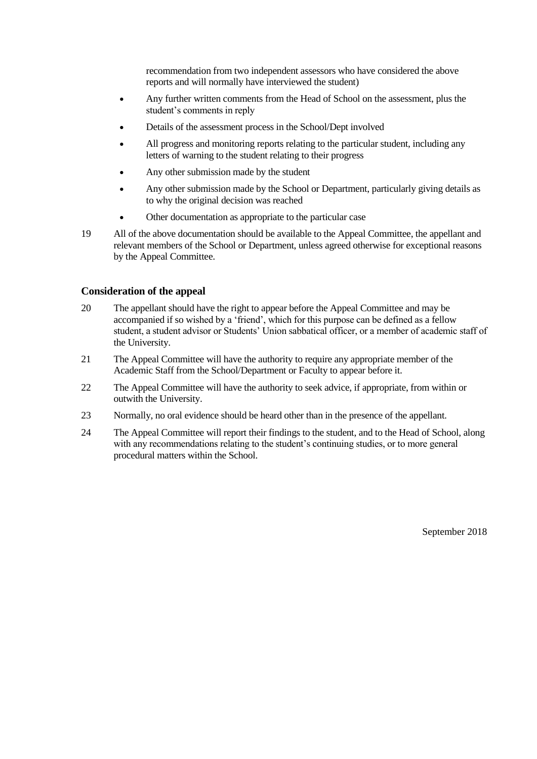recommendation from two independent assessors who have considered the above reports and will normally have interviewed the student)

- Any further written comments from the Head of School on the assessment, plus the student's comments in reply
- Details of the assessment process in the School/Dept involved
- All progress and monitoring reports relating to the particular student, including any letters of warning to the student relating to their progress
- Any other submission made by the student
- Any other submission made by the School or Department, particularly giving details as to why the original decision was reached
- Other documentation as appropriate to the particular case

19 All of the above documentation should be available to the Appeal Committee, the appellant and relevant members of the School or Department, unless agreed otherwise for exceptional reasons by the Appeal Committee.

### Consideration of the appeal

20 The appellant should have the right to appear before the Appeal Committee and may be accompanied if so wished by a 'friend', which for this purpose can be defined as a fellow student, a student advisor or Students' Union sabbatical officer, or a member of academic staff of the University.

21 The Appeal Committee will have the authority to require any appropriate member of the Academic Staff from the School/Department or Faculty to appear before it.

22 The Appeal Committee will have the authority to seek advice, if appropriate, from within or outwith the University.

23 Normally, no oral evidence should be heard other than in the presence of the appellant.

24 The Appeal Committee will report their findings to the student, and to the Head of School, along with any recommendations relating to the student's continuing studies, or to more general procedural matters within the School.

September 2018